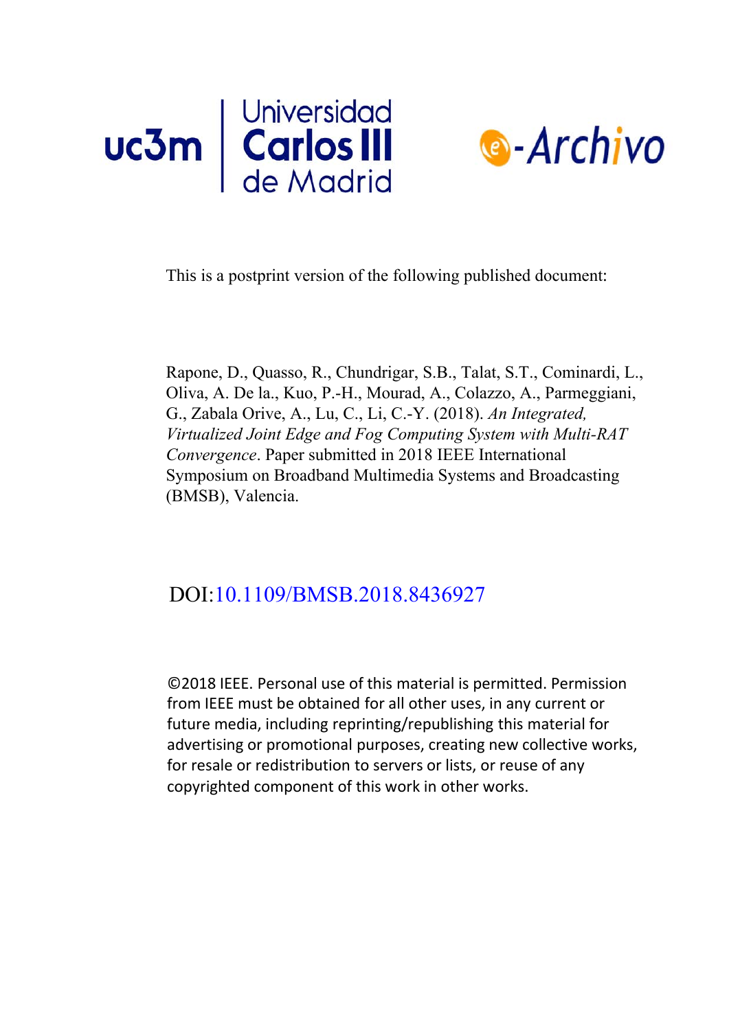This is a postprint version of the following published document:

Rapone, D., Quasso, R., Chundrigar, S.B., Talat, S.T., Cominardi, L., Oliva, A. De la., Kuo, P.-H., Mourad, A., Colazzo, A., Parmeggiani, G., Zabala Orive, A., Lu, C., Li, C.-Y. (2018). *An Integrated, Virtualized Joint Edge and Fog Computing System with Multi-RAT Convergence*. Paper submitted in 2018 IEEE International Symposium on Broadband Multimedia Systems and Broadcasting (BMSB), Valencia.

DOI:10.1109/BMSB.2018.8436927

©2018 IEEE. Personal use of this material is permitted. Permission from IEEE must be obtained for all other uses, in any current or future media, including reprinting/republishing this material for advertising or promotional purposes, creating new collective works, for resale or redistribution to servers or lists, or reuse of any copyrighted component of this work in other works.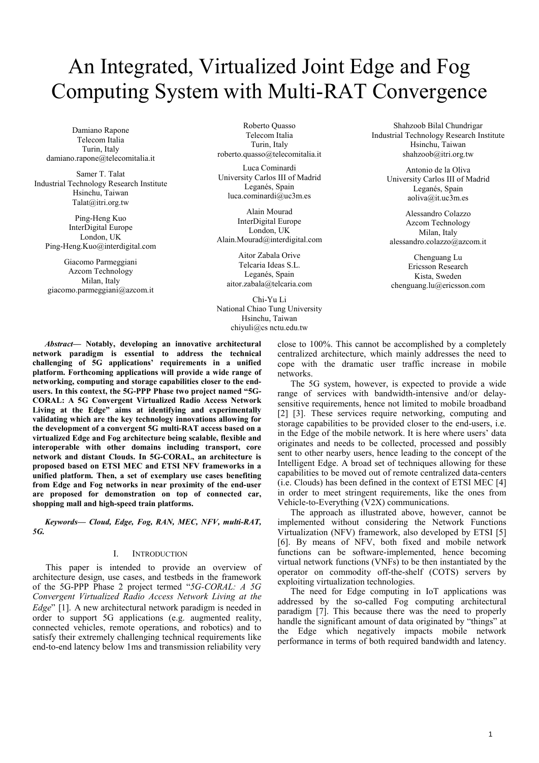# An Integrated, Virtualized Joint Edge and Fog Computing System with Multi-RAT Convergence

Damiano Rapone
Telecom Italia
Turin, Italy
damiano.rapone@telecomitalia.it

Roberto Quasso
Telecom Italia
Turin, Italy
roberto.quasso@telecomitalia.it

Shahzoob Bilal Chundrigar
Industrial Technology Research Institute
Hsinchu, Taiwan
shahzoob@itri.org.tw

Samer T. Talat
Industrial Technology Research Institute
Hsinchu, Taiwan
Talat@itri.org.tw

Luca Cominardi
University Carlos III of Madrid
Leganés, Spain
luca.cominardi@uc3m.es

Antonio de la Oliva
University Carlos III of Madrid
Leganés, Spain
aoliva@it.uc3m.es

Ping-Heng Kuo
InterDigital Europe
London, UK
Ping-Heng.Kuo@interdigital.com

Alain Mourad
InterDigital Europe
London, UK
Alain.Mourad@interdigital.com

Alessandro Colazzo
Azcom Technology
Milan, Italy
alessandro.colazzo@azcom.it

Giacomo Parmeggiani
Azcom Technology
Milan, Italy
giacomo.parmeggiani@azcom.it

Aitor Zabala Orive
Telcaria Ideas S.L.
Leganés, Spain
aitor.zabala@telcaria.com

Chenguang Lu
Ericsson Research
Kista, Sweden
chenguang.lu@ericsson.com

Chi-Yu Li
National Chiao Tung University
Hsinchu, Taiwan
chiyuli@cs nctu.edu.tw

***Abstract*— Notably, developing an innovative architectural network paradigm is essential to address the technical challenging of 5G applications' requirements in a unified platform. Forthcoming applications will provide a wide range of networking, computing and storage capabilities closer to the end-users. In this context, the 5G-PPP Phase two project named "5G-CORAL: A 5G Convergent Virtualized Radio Access Network Living at the Edge" aims at identifying and experimentally validating which are the key technology innovations allowing for the development of a convergent 5G multi-RAT access based on a virtualized Edge and Fog architecture being scalable, flexible and interoperable with other domains including transport, core network and distant Clouds. In 5G-CORAL, an architecture is proposed based on ETSI MEC and ETSI NFV frameworks in a unified platform. Then, a set of exemplary use cases benefiting from Edge and Fog networks in near proximity of the end-user are proposed for demonstration on top of connected car, shopping mall and high-speed train platforms.**

***Keywords*— Cloud, Edge, Fog, RAN, MEC, NFV, multi-RAT, 5G.**

## I. Introduction

This paper is intended to provide an overview of architecture design, use cases, and testbeds in the framework of the 5G-PPP Phase 2 project termed "*5G-CORAL: A 5G Convergent Virtualized Radio Access Network Living at the Edge*" [1]. A new architectural network paradigm is needed in order to support 5G applications (e.g. augmented reality, connected vehicles, remote operations, and robotics) and to satisfy their extremely challenging technical requirements like end-to-end latency below 1ms and transmission reliability very close to 100%. This cannot be accomplished by a completely centralized architecture, which mainly addresses the need to cope with the dramatic user traffic increase in mobile networks.

The 5G system, however, is expected to provide a wide range of services with bandwidth-intensive and/or delay-sensitive requirements, hence not limited to mobile broadband [2] [3]. These services require networking, computing and storage capabilities to be provided closer to the end-users, i.e. in the Edge of the mobile network. It is here where users' data originates and needs to be collected, processed and possibly sent to other nearby users, hence leading to the concept of the Intelligent Edge. A broad set of techniques allowing for these capabilities to be moved out of remote centralized data-centers (i.e. Clouds) has been defined in the context of ETSI MEC [4] in order to meet stringent requirements, like the ones from Vehicle-to-Everything (V2X) communications.

The approach as illustrated above, however, cannot be implemented without considering the Network Functions Virtualization (NFV) framework, also developed by ETSI [5] [6]. By means of NFV, both fixed and mobile network functions can be software-implemented, hence becoming virtual network functions (VNFs) to be then instantiated by the operator on commodity off-the-shelf (COTS) servers by exploiting virtualization technologies.

The need for Edge computing in IoT applications was addressed by the so-called Fog computing architectural paradigm [7]. This because there was the need to properly handle the significant amount of data originated by "things" at the Edge which negatively impacts mobile network performance in terms of both required bandwidth and latency.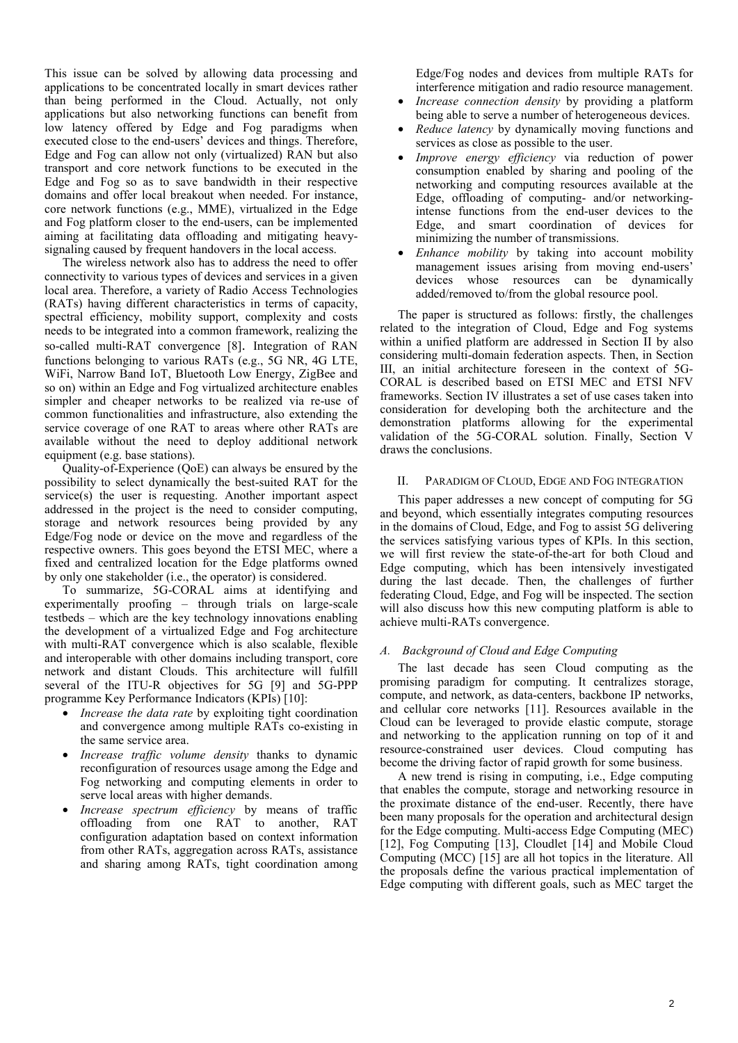This issue can be solved by allowing data processing and applications to be concentrated locally in smart devices rather than being performed in the Cloud. Actually, not only applications but also networking functions can benefit from low latency offered by Edge and Fog paradigms when executed close to the end-users' devices and things. Therefore, Edge and Fog can allow not only (virtualized) RAN but also transport and core network functions to be executed in the Edge and Fog so as to save bandwidth in their respective domains and offer local breakout when needed. For instance, core network functions (e.g., MME), virtualized in the Edge and Fog platform closer to the end-users, can be implemented aiming at facilitating data offloading and mitigating heavy-signaling caused by frequent handovers in the local access.

The wireless network also has to address the need to offer connectivity to various types of devices and services in a given local area. Therefore, a variety of Radio Access Technologies (RATs) having different characteristics in terms of capacity, spectral efficiency, mobility support, complexity and costs needs to be integrated into a common framework, realizing the so-called multi-RAT convergence [8]. Integration of RAN functions belonging to various RATs (e.g., 5G NR, 4G LTE, WiFi, Narrow Band IoT, Bluetooth Low Energy, ZigBee and so on) within an Edge and Fog virtualized architecture enables simpler and cheaper networks to be realized via re-use of common functionalities and infrastructure, also extending the service coverage of one RAT to areas where other RATs are available without the need to deploy additional network equipment (e.g. base stations).

Quality-of-Experience (QoE) can always be ensured by the possibility to select dynamically the best-suited RAT for the service(s) the user is requesting. Another important aspect addressed in the project is the need to consider computing, storage and network resources being provided by any Edge/Fog node or device on the move and regardless of the respective owners. This goes beyond the ETSI MEC, where a fixed and centralized location for the Edge platforms owned by only one stakeholder (i.e., the operator) is considered.

To summarize, 5G-CORAL aims at identifying and experimentally proofing – through trials on large-scale testbeds – which are the key technology innovations enabling the development of a virtualized Edge and Fog architecture with multi-RAT convergence which is also scalable, flexible and interoperable with other domains including transport, core network and distant Clouds. This architecture will fulfill several of the ITU-R objectives for 5G [9] and 5G-PPP programme Key Performance Indicators (KPIs) [10]:

- *Increase the data rate* by exploiting tight coordination and convergence among multiple RATs co-existing in the same service area.
- *Increase traffic volume density* thanks to dynamic reconfiguration of resources usage among the Edge and Fog networking and computing elements in order to serve local areas with higher demands.
- *Increase spectrum efficiency* by means of traffic offloading from one RAT to another, RAT configuration adaptation based on context information from other RATs, aggregation across RATs, assistance and sharing among RATs, tight coordination among Edge/Fog nodes and devices from multiple RATs for interference mitigation and radio resource management.
- *Increase connection density* by providing a platform being able to serve a number of heterogeneous devices.
- *Reduce latency* by dynamically moving functions and services as close as possible to the user.
- *Improve energy efficiency* via reduction of power consumption enabled by sharing and pooling of the networking and computing resources available at the Edge, offloading of computing- and/or networking-intense functions from the end-user devices to the Edge, and smart coordination of devices for minimizing the number of transmissions.
- *Enhance mobility* by taking into account mobility management issues arising from moving end-users' devices whose resources can be dynamically added/removed to/from the global resource pool.

The paper is structured as follows: firstly, the challenges related to the integration of Cloud, Edge and Fog systems within a unified platform are addressed in Section II by also considering multi-domain federation aspects. Then, in Section III, an initial architecture foreseen in the context of 5G-CORAL is described based on ETSI MEC and ETSI NFV frameworks. Section IV illustrates a set of use cases taken into consideration for developing both the architecture and the demonstration platforms allowing for the experimental validation of the 5G-CORAL solution. Finally, Section V draws the conclusions.

## II. Paradigm of Cloud, Edge and Fog Integration

This paper addresses a new concept of computing for 5G and beyond, which essentially integrates computing resources in the domains of Cloud, Edge, and Fog to assist 5G delivering the services satisfying various types of KPIs. In this section, we will first review the state-of-the-art for both Cloud and Edge computing, which has been intensively investigated during the last decade. Then, the challenges of further federating Cloud, Edge, and Fog will be inspected. The section will also discuss how this new computing platform is able to achieve multi-RATs convergence.

### *A. Background of Cloud and Edge Computing*

The last decade has seen Cloud computing as the promising paradigm for computing. It centralizes storage, compute, and network, as data-centers, backbone IP networks, and cellular core networks [11]. Resources available in the Cloud can be leveraged to provide elastic compute, storage and networking to the application running on top of it and resource-constrained user devices. Cloud computing has become the driving factor of rapid growth for some business.

A new trend is rising in computing, i.e., Edge computing that enables the compute, storage and networking resource in the proximate distance of the end-user. Recently, there have been many proposals for the operation and architectural design for the Edge computing. Multi-access Edge Computing (MEC) [12], Fog Computing [13], Cloudlet [14] and Mobile Cloud Computing (MCC) [15] are all hot topics in the literature. All the proposals define the various practical implementation of Edge computing with different goals, such as MEC target the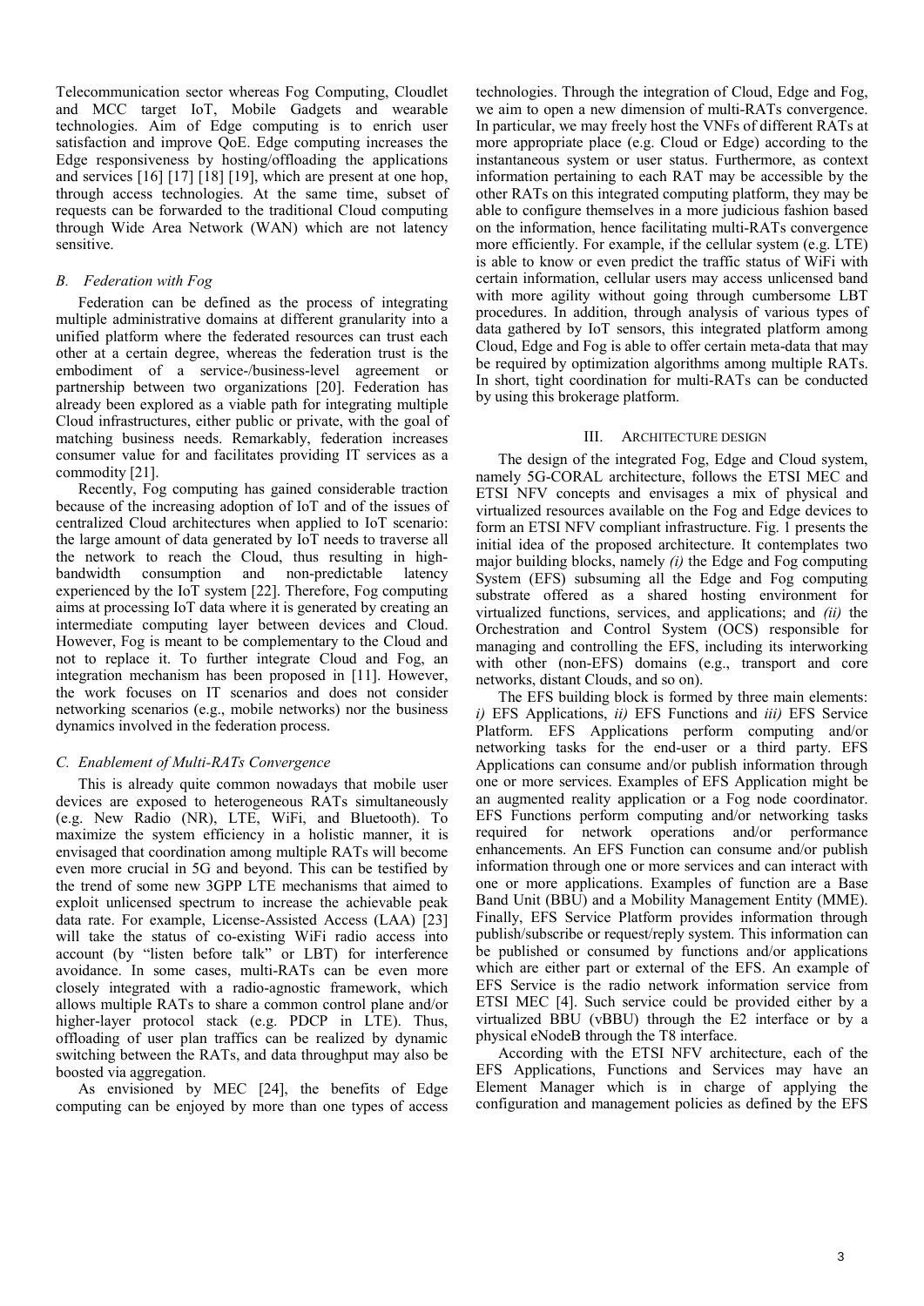Telecommunication sector whereas Fog Computing, Cloudlet and MCC target IoT, Mobile Gadgets and wearable technologies. Aim of Edge computing is to enrich user satisfaction and improve QoE. Edge computing increases the Edge responsiveness by hosting/offloading the applications and services [16] [17] [18] [19], which are present at one hop, through access technologies. At the same time, subset of requests can be forwarded to the traditional Cloud computing through Wide Area Network (WAN) which are not latency sensitive.

### *B. Federation with Fog*

Federation can be defined as the process of integrating multiple administrative domains at different granularity into a unified platform where the federated resources can trust each other at a certain degree, whereas the federation trust is the embodiment of a service-/business-level agreement or partnership between two organizations [20]. Federation has already been explored as a viable path for integrating multiple Cloud infrastructures, either public or private, with the goal of matching business needs. Remarkably, federation increases consumer value for and facilitates providing IT services as a commodity [21].

Recently, Fog computing has gained considerable traction because of the increasing adoption of IoT and of the issues of centralized Cloud architectures when applied to IoT scenario: the large amount of data generated by IoT needs to traverse all the network to reach the Cloud, thus resulting in high-bandwidth consumption and non-predictable latency experienced by the IoT system [22]. Therefore, Fog computing aims at processing IoT data where it is generated by creating an intermediate computing layer between devices and Cloud. However, Fog is meant to be complementary to the Cloud and not to replace it. To further integrate Cloud and Fog, an integration mechanism has been proposed in [11]. However, the work focuses on IT scenarios and does not consider networking scenarios (e.g., mobile networks) nor the business dynamics involved in the federation process.

### *C. Enablement of Multi-RATs Convergence*

This is already quite common nowadays that mobile user devices are exposed to heterogeneous RATs simultaneously (e.g. New Radio (NR), LTE, WiFi, and Bluetooth). To maximize the system efficiency in a holistic manner, it is envisaged that coordination among multiple RATs will become even more crucial in 5G and beyond. This can be testified by the trend of some new 3GPP LTE mechanisms that aimed to exploit unlicensed spectrum to increase the achievable peak data rate. For example, License-Assisted Access (LAA) [23] will take the status of co-existing WiFi radio access into account (by "listen before talk" or LBT) for interference avoidance. In some cases, multi-RATs can be even more closely integrated with a radio-agnostic framework, which allows multiple RATs to share a common control plane and/or higher-layer protocol stack (e.g. PDCP in LTE). Thus, offloading of user plan traffics can be realized by dynamic switching between the RATs, and data throughput may also be boosted via aggregation.

As envisioned by MEC [24], the benefits of Edge computing can be enjoyed by more than one types of access technologies. Through the integration of Cloud, Edge and Fog, we aim to open a new dimension of multi-RATs convergence. In particular, we may freely host the VNFs of different RATs at more appropriate place (e.g. Cloud or Edge) according to the instantaneous system or user status. Furthermore, as context information pertaining to each RAT may be accessible by the other RATs on this integrated computing platform, they may be able to configure themselves in a more judicious fashion based on the information, hence facilitating multi-RATs convergence more efficiently. For example, if the cellular system (e.g. LTE) is able to know or even predict the traffic status of WiFi with certain information, cellular users may access unlicensed band with more agility without going through cumbersome LBT procedures. In addition, through analysis of various types of data gathered by IoT sensors, this integrated platform among Cloud, Edge and Fog is able to offer certain meta-data that may be required by optimization algorithms among multiple RATs. In short, tight coordination for multi-RATs can be conducted by using this brokerage platform.

## III. Architecture Design

The design of the integrated Fog, Edge and Cloud system, namely 5G-CORAL architecture, follows the ETSI MEC and ETSI NFV concepts and envisages a mix of physical and virtualized resources available on the Fog and Edge devices to form an ETSI NFV compliant infrastructure. Fig. 1 presents the initial idea of the proposed architecture. It contemplates two major building blocks, namely *(i)* the Edge and Fog computing System (EFS) subsuming all the Edge and Fog computing substrate offered as a shared hosting environment for virtualized functions, services, and applications; and *(ii)* the Orchestration and Control System (OCS) responsible for managing and controlling the EFS, including its interworking with other (non-EFS) domains (e.g., transport and core networks, distant Clouds, and so on).

The EFS building block is formed by three main elements: *i)* EFS Applications, *ii)* EFS Functions and *iii)* EFS Service Platform. EFS Applications perform computing and/or networking tasks for the end-user or a third party. EFS Applications can consume and/or publish information through one or more services. Examples of EFS Application might be an augmented reality application or a Fog node coordinator. EFS Functions perform computing and/or networking tasks required for network operations and/or performance enhancements. An EFS Function can consume and/or publish information through one or more services and can interact with one or more applications. Examples of function are a Base Band Unit (BBU) and a Mobility Management Entity (MME). Finally, EFS Service Platform provides information through publish/subscribe or request/reply system. This information can be published or consumed by functions and/or applications which are either part or external of the EFS. An example of EFS Service is the radio network information service from ETSI MEC [4]. Such service could be provided either by a virtualized BBU (vBBU) through the E2 interface or by a physical eNodeB through the T8 interface.

According with the ETSI NFV architecture, each of the EFS Applications, Functions and Services may have an Element Manager which is in charge of applying the configuration and management policies as defined by the EFS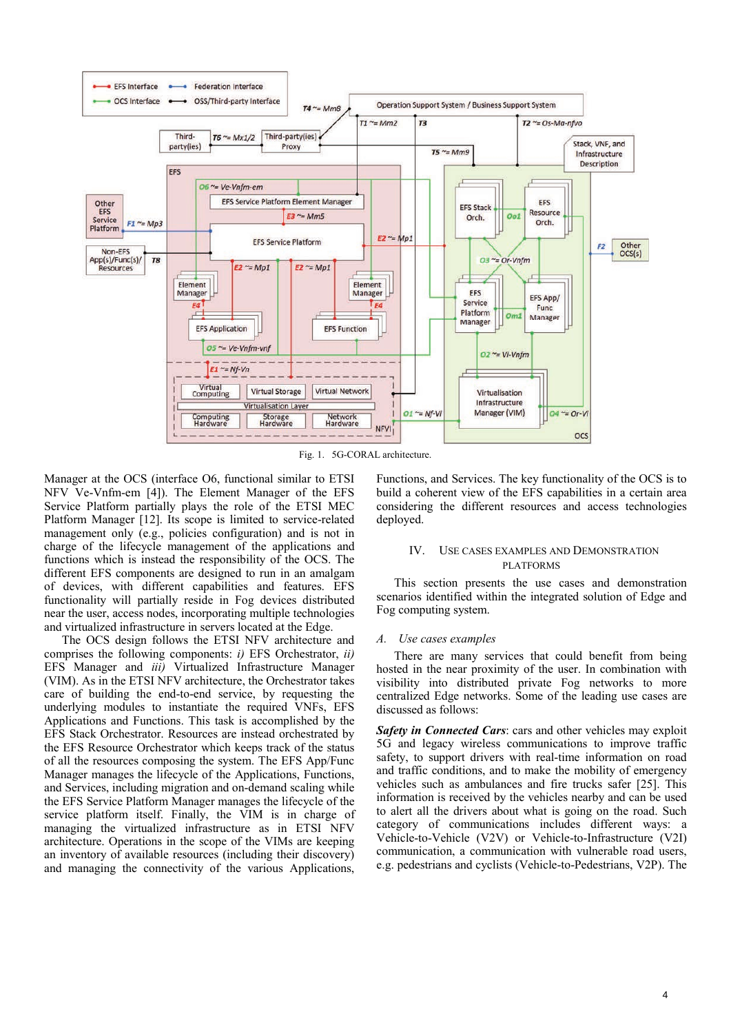Fig. 1. 5G-CORAL architecture.

Manager at the OCS (interface O6, functional similar to ETSI NFV Ve-Vnfm-em [4]). The Element Manager of the EFS Service Platform partially plays the role of the ETSI MEC Platform Manager [12]. Its scope is limited to service-related management only (e.g., policies configuration) and is not in charge of the lifecycle management of the EFS applications and functions which is instead the responsibility of the OCS. The different EFS components are designed to run in an amalgam of devices, with different capabilities and features. EFS functionality will partially reside in Fog devices distributed near the user, access nodes, incorporating multiple technologies and virtualized infrastructure in servers located at the Edge.

The OCS design follows the ETSI NFV architecture and comprises the following components: *i)* EFS Orchestrator, *ii)* EFS Manager and *iii)* Virtualized Infrastructure Manager (VIM). As in the ETSI NFV architecture, the Orchestrator takes care of building the end-to-end service, by requesting the underlying modules to instantiate the required VNFs, EFS Applications and Functions. This task is accomplished by the EFS Stack Orchestrator. Resources are instead orchestrated by the EFS Resource Orchestrator which keeps track of the status of all the resources composing the system. The EFS App/Func Manager manages the lifecycle of the Applications, Functions, and Services, including migration and on-demand scaling while the EFS Service Platform Manager manages the lifecycle of the service platform itself. Finally, the VIM is in charge of managing the virtualized infrastructure as in ETSI NFV architecture. Operations in the scope of the VIMs are keeping an inventory of available resources (including their discovery) and managing the connectivity of the various Applications, Functions, and Services. The key functionality of the OCS is to build a coherent view of the EFS capabilities in a certain area considering the different resources and access technologies deployed.

## IV. Use cases examples and Demonstration platforms

This section presents the use cases and demonstration scenarios identified within the integrated solution of Edge and Fog computing system.

### *A. Use cases examples*

There are many services that could benefit from being hosted in the near proximity of the user. In combination with visibility into distributed private Fog networks to more centralized Edge networks. Some of the leading use cases are discussed as follows:

***Safety in Connected Cars***: cars and other vehicles may exploit 5G and legacy wireless communications to improve traffic safety, to support drivers with real-time information on road and traffic conditions, and to make the mobility of emergency vehicles such as ambulances and fire trucks safer [25]. This information is received by the vehicles nearby and can be used to alert all the drivers about what is going on the road. Such category of communications includes different ways: a Vehicle-to-Vehicle (V2V) or Vehicle-to-Infrastructure (V2I) communication, a communication with vulnerable road users, e.g. pedestrians and cyclists (Vehicle-to-Pedestrians, V2P). The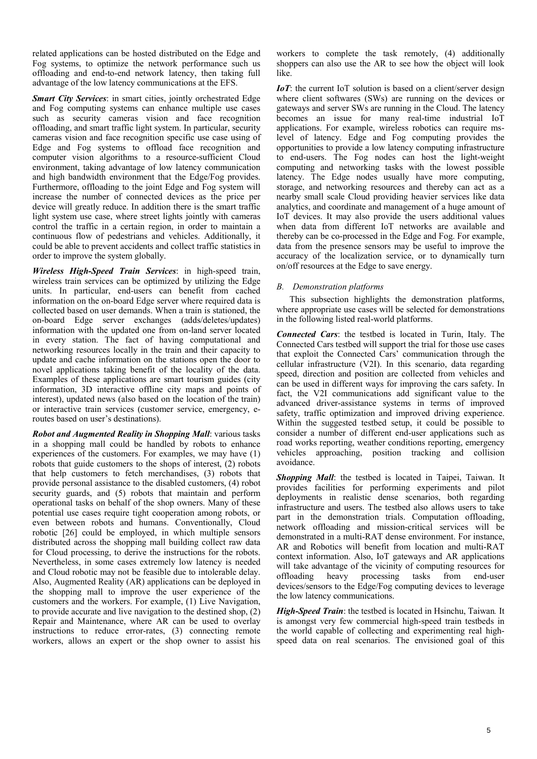related applications can be hosted distributed on the Edge and Fog systems, to optimize the network performance such us offloading and end-to-end network latency, then taking full advantage of the low latency communications at the EFS.

***Smart City Services***: in smart cities, jointly orchestrated Edge and Fog computing systems can enhance multiple use cases such as security cameras vision and face recognition offloading, and smart traffic light system. In particular, security cameras vision and face recognition specific use case using of Edge and Fog systems to offload face recognition and computer vision algorithms to a resource-sufficient Cloud environment, taking advantage of low latency communication and high bandwidth environment that the Edge/Fog provides. Furthermore, offloading to the joint Edge and Fog system will increase the number of connected devices as the price per device will greatly reduce. In addition there is the smart traffic light system use case, where street lights jointly with cameras control the traffic in a certain region, in order to maintain a continuous flow of pedestrians and vehicles. Additionally, it could be able to prevent accidents and collect traffic statistics in order to improve the system globally.

***Wireless High-Speed Train Services***: in high-speed train, wireless train services can be optimized by utilizing the Edge units. In particular, end-users can benefit from cached information on the on-board Edge server where required data is collected based on user demands. When a train is stationed, the on-board Edge server exchanges (adds/deletes/updates) information with the updated one from on-land server located in every station. The fact of having computational and networking resources locally in the train and their capacity to update and cache information on the stations open the door to novel applications taking benefit of the locality of the data. Examples of these applications are smart tourism guides (city information, 3D interactive offline city maps and points of interest), updated news (also based on the location of the train) or interactive train services (customer service, emergency, e-routes based on user's destinations).

***Robot and Augmented Reality in Shopping Mall***: various tasks in a shopping mall could be handled by robots to enhance experiences of the customers. For examples, we may have (1) robots that guide customers to the shops of interest, (2) robots that help customers to fetch merchandises, (3) robots that provide personal assistance to the disabled customers, (4) robot security guards, and (5) robots that maintain and perform operational tasks on behalf of the shop owners. Many of these potential use cases require tight cooperation among robots, or even between robots and humans. Conventionally, Cloud robotic [26] could be employed, in which multiple sensors distributed across the shopping mall building collect raw data for Cloud processing, to derive the instructions for the robots. Nevertheless, in some cases extremely low latency is needed and Cloud robotic may not be feasible due to intolerable delay. Also, Augmented Reality (AR) applications can be deployed in the shopping mall to improve the user experience of the customers and the workers. For example, (1) Live Navigation, to provide accurate and live navigation to the destined shop, (2) Repair and Maintenance, where AR can be used to overlay instructions to reduce error-rates, (3) connecting remote workers, allows an expert or the shop owner to assist his workers to complete the task remotely, (4) additionally shoppers can also use the AR to see how the object will look like.

***IoT***: the current IoT solution is based on a client/server design where client softwares (SWs) are running on the devices or gateways and server SWs are running in the Cloud. The latency becomes an issue for many real-time industrial IoT applications. For example, wireless robotics can require ms-level of latency. Edge and Fog computing provides the opportunities to provide a low latency computing infrastructure to end-users. The Fog nodes can host the light-weight computing and networking tasks with the lowest possible latency. The Edge nodes usually have more computing, storage, and networking resources and thereby can act as a nearby small scale Cloud providing heavier services like data analytics, and coordinate and management of a huge amount of IoT devices. It may also provide the users additional values when data from different IoT networks are available and thereby can be co-processed in the Edge and Fog. For example, data from the presence sensors may be useful to improve the accuracy of the localization service, or to dynamically turn on/off resources at the Edge to save energy.

## *B. Demonstration platforms*

This subsection highlights the demonstration platforms, where appropriate use cases will be selected for demonstrations in the following listed real-world platforms.

***Connected Cars***: the testbed is located in Turin, Italy. The Connected Cars testbed will support the trial for those use cases that exploit the Connected Cars' communication through the cellular infrastructure (V2I). In this scenario, data regarding speed, direction and position are collected from vehicles and can be used in different ways for improving the cars safety. In fact, the V2I communications add significant value to the advanced driver-assistance systems in terms of improved safety, traffic optimization and improved driving experience. Within the suggested testbed setup, it could be possible to consider a number of different end-user applications such as road works reporting, weather conditions reporting, emergency vehicles approaching, position tracking and collision avoidance.

***Shopping Mall***: the testbed is located in Taipei, Taiwan. It provides facilities for performing experiments and pilot deployments in realistic dense scenarios, both regarding infrastructure and users. The testbed also allows users to take part in the demonstration trials. Computation offloading, network offloading and mission-critical services will be demonstrated in a multi-RAT dense environment. For instance, AR and Robotics will benefit from location and multi-RAT context information. Also, IoT gateways and AR applications will take advantage of the vicinity of computing resources for offloading heavy processing tasks from end-user devices/sensors to the Edge/Fog computing devices to leverage the low latency communications.

***High-Speed Train***: the testbed is located in Hsinchu, Taiwan. It is amongst very few commercial high-speed train testbeds in the world capable of collecting and experimenting real high-speed data on real scenarios. The envisioned goal of this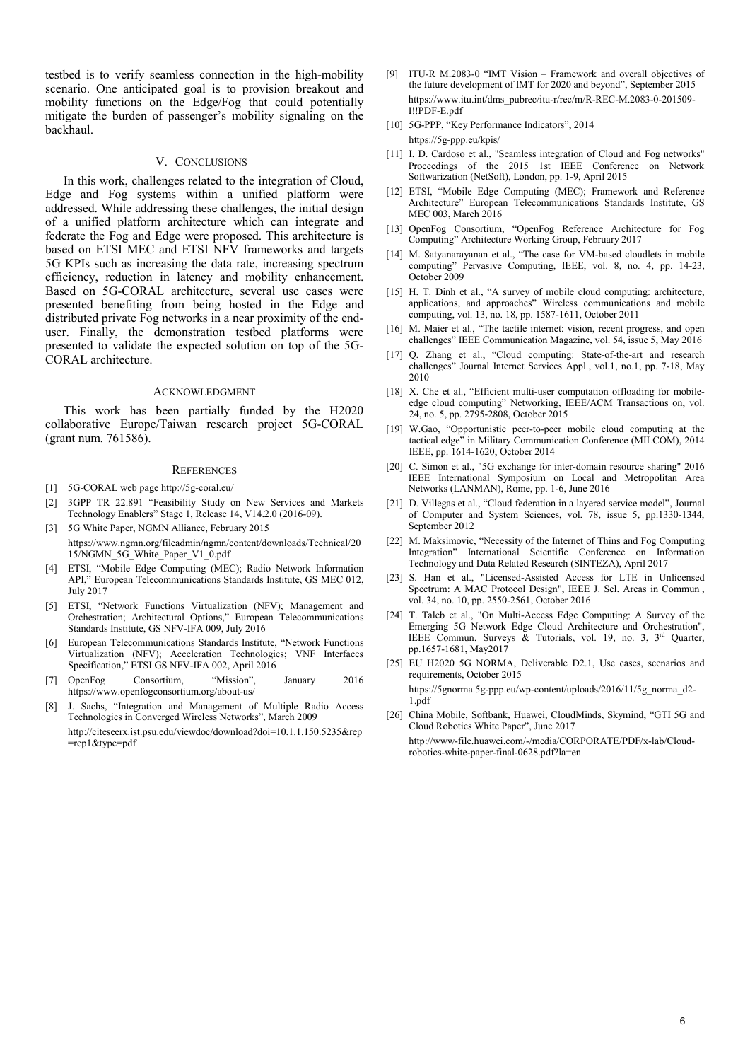testbed is to verify seamless connection in the high-mobility scenario. One anticipated goal is to provision breakout and mobility functions on the Edge/Fog that could potentially mitigate the burden of passenger's mobility signaling on the backhaul.

## V. Conclusions

In this work, challenges related to the integration of Cloud, Edge and Fog systems within a unified platform were addressed. While addressing these challenges, the initial design of a unified platform architecture which can integrate and federate the Fog and Edge were proposed. This architecture is based on ETSI MEC and ETSI NFV frameworks and targets 5G KPIs such as increasing the data rate, increasing spectrum efficiency, reduction in latency and mobility enhancement. Based on 5G-CORAL architecture, several use cases were presented benefiting from being hosted in the Edge and distributed private Fog networks in a near proximity of the end-user. Finally, the demonstration testbed platforms were presented to validate the expected solution on top of the 5G-CORAL architecture.

## Acknowledgment

This work has been partially funded by the H2020 collaborative Europe/Taiwan research project 5G-CORAL (grant num. 761586).

## References

[1] 5G-CORAL web page http://5g-coral.eu/

[2] 3GPP TR 22.891 "Feasibility Study on New Services and Markets Technology Enablers" Stage 1, Release 14, V14.2.0 (2016-09).

[3] 5G White Paper, NGMN Alliance, February 2015 https://www.ngmn.org/fileadmin/ngmn/content/downloads/Technical/2015/NGMN_5G_White_Paper_V1_0.pdf

[4] ETSI, "Mobile Edge Computing (MEC); Radio Network Information API," European Telecommunications Standards Institute, GS MEC 012, July 2017

[5] ETSI, "Network Functions Virtualization (NFV); Management and Orchestration; Architectural Options," European Telecommunications Standards Institute, GS NFV-IFA 009, July 2016

[6] European Telecommunications Standards Institute, "Network Functions Virtualization (NFV); Acceleration Technologies; VNF Interfaces Specification," ETSI GS NFV-IFA 002, April 2016

[7] OpenFog Consortium, "Mission", January 2016 https://www.openfogconsortium.org/about-us/

[8] J. Sachs, "Integration and Management of Multiple Radio Access Technologies in Converged Wireless Networks", March 2009 http://citeseerx.ist.psu.edu/viewdoc/download?doi=10.1.1.150.5235&rep=rep1&type=pdf

[9] ITU-R M.2083-0 "IMT Vision – Framework and overall objectives of the future development of IMT for 2020 and beyond", September 2015 https://www.itu.int/dms_pubrec/itu-r/rec/m/R-REC-M.2083-0-201509-I!!PDF-E.pdf

[10] 5G-PPP, "Key Performance Indicators", 2014 https://5g-ppp.eu/kpis/

[11] I. D. Cardoso et al., "Seamless integration of Cloud and Fog networks" Proceedings of the 2015 1st IEEE Conference on Network Softwarization (NetSoft), London, pp. 1-9, April 2015

[12] ETSI, "Mobile Edge Computing (MEC); Framework and Reference Architecture" European Telecommunications Standards Institute, GS MEC 003, March 2016

[13] OpenFog Consortium, "OpenFog Reference Architecture for Fog Computing" Architecture Working Group, February 2017

[14] M. Satyanarayanan et al., "The case for VM-based cloudlets in mobile computing" Pervasive Computing, IEEE, vol. 8, no. 4, pp. 14-23, October 2009

[15] H. T. Dinh et al., "A survey of mobile cloud computing: architecture, applications, and approaches" Wireless communications and mobile computing, vol. 13, no. 18, pp. 1587-1611, October 2011

[16] M. Maier et al., "The tactile internet: vision, recent progress, and open challenges" IEEE Communication Magazine, vol. 54, issue 5, May 2016

[17] Q. Zhang et al., "Cloud computing: State-of-the-art and research challenges" Journal Internet Services Appl., vol.1, no.1, pp. 7-18, May 2010

[18] X. Che et al., "Efficient multi-user computation offloading for mobile-edge cloud computing" Networking, IEEE/ACM Transactions on, vol. 24, no. 5, pp. 2795-2808, October 2015

[19] W.Gao, "Opportunistic peer-to-peer mobile cloud computing at the tactical edge" in Military Communication Conference (MILCOM), 2014 IEEE, pp. 1614-1620, October 2014

[20] C. Simon et al., "5G exchange for inter-domain resource sharing" 2016 IEEE International Symposium on Local and Metropolitan Area Networks (LANMAN), Rome, pp. 1-6, June 2016

[21] D. Villegas et al., "Cloud federation in a layered service model", Journal of Computer and System Sciences, vol. 78, issue 5, pp.1330-1344, September 2012

[22] M. Maksimovic, "Necessity of the Internet of Thins and Fog Computing Integration" International Scientific Conference on Information Technology and Data Related Research (SINTEZA), April 2017

[23] S. Han et al., "Licensed-Assisted Access for LTE in Unlicensed Spectrum: A MAC Protocol Design", IEEE J. Sel. Areas in Commun , vol. 34, no. 10, pp. 2550-2561, October 2016

[24] T. Taleb et al., "On Multi-Access Edge Computing: A Survey of the Emerging 5G Network Edge Cloud Architecture and Orchestration", IEEE Commun. Surveys & Tutorials, vol. 19, no. 3, 3rd Quarter, pp.1657-1681, May2017

[25] EU H2020 5G NORMA, Deliverable D2.1, Use cases, scenarios and requirements, October 2015 https://5gnorma.5g-ppp.eu/wp-content/uploads/2016/11/5g_norma_d2-1.pdf

[26] China Mobile, Softbank, Huawei, CloudMinds, Skymind, "GTI 5G and Cloud Robotics White Paper", June 2017 http://www-file.huawei.com/-/media/CORPORATE/PDF/x-lab/Cloud-robotics-white-paper-final-0628.pdf?la=en